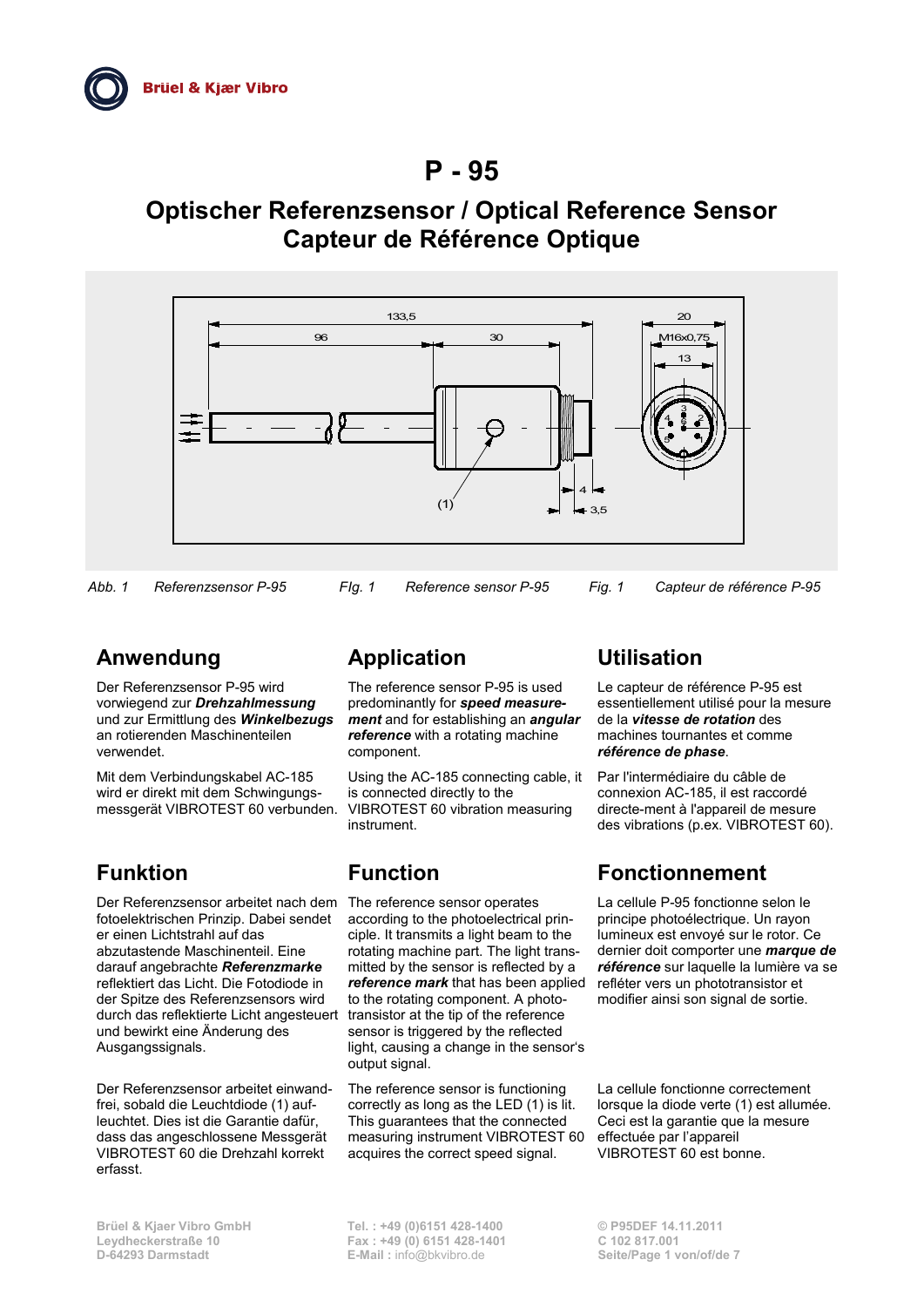# P - 95

## Optischer Referenzsensor / Optical Reference Sensor
## Capteur de Référence Optique

133,5

96

30

20

M16x0,75

13

4

3,5

(1)

*Abb. 1 Referenzsensor P-95* *Fig. 1 Reference sensor P-95* *Fig. 1 Capteur de référence P-95*

## Anwendung

Der Referenzsensor P-95 wird vorwiegend zur ***Drehzahlmessung*** und zur Ermittlung des ***Winkelbezugs*** an rotierenden Maschinenteilen verwendet.

Mit dem Verbindungskabel AC-185 wird er direkt mit dem Schwingungsmessgerät VIBROTEST 60 verbunden.

## Application

The reference sensor P-95 is used predominantly for ***speed measurement*** and for establishing an ***angular reference*** with a rotating machine component.

Using the AC-185 connecting cable, it is connected directly to the VIBROTEST 60 vibration measuring instrument.

## Utilisation

Le capteur de référence P-95 est essentiellement utilisé pour la mesure de la ***vitesse de rotation*** des machines tournantes et comme ***référence de phase***.

Par l'intermédiaire du câble de connexion AC-185, il est raccordé directe-ment à l'appareil de mesure des vibrations (p.ex. VIBROTEST 60).

## Funktion

Der Referenzsensor arbeitet nach dem fotoelektrischen Prinzip. Dabei sendet er einen Lichtstrahl auf das abzutastende Maschinenteil. Eine darauf angebrachte ***Referenzmarke*** reflektiert das Licht. Die Fotodiode in der Spitze des Referenzsensors wird durch das reflektierte Licht angesteuert und bewirkt eine Änderung des Ausgangssignals.

Der Referenzsensor arbeitet einwandfrei, sobald die Leuchtdiode (1) aufleuchtet. Dies ist die Garantie dafür, dass das angeschlossene Messgerät VIBROTEST 60 die Drehzahl korrekt erfasst.

## Function

The reference sensor operates according to the photoelectrical principle. It transmits a light beam to the rotating machine part. The light transmitted by the sensor is reflected by a ***reference mark*** that has been applied to the rotating component. A phototransistor at the tip of the reference sensor is triggered by the reflected light, causing a change in the sensor's output signal.

The reference sensor is functioning correctly as long as the LED (1) is lit. This guarantees that the connected measuring instrument VIBROTEST 60 acquires the correct speed signal.

## Fonctionnement

La cellule P-95 fonctionne selon le principe photoélectrique. Un rayon lumineux est envoyé sur le rotor. Ce dernier doit comporter une ***marque de référence*** sur laquelle la lumière va se refléter vers un phototransistor et modifier ainsi son signal de sortie.

La cellule fonctionne correctement lorsque la diode verte (1) est allumée. Ceci est la garantie que la mesure effectuée par l'appareil VIBROTEST 60 est bonne.

Brüel & Kjaer Vibro GmbH
Leydheckerstraße 10
D-64293 Darmstadt

Tel. : +49 (0)6151 428-1400
Fax : +49 (0) 6151 428-1401
E-Mail : info@bkvibro.de

© P95DEF 14.11.2011
C 102 817.001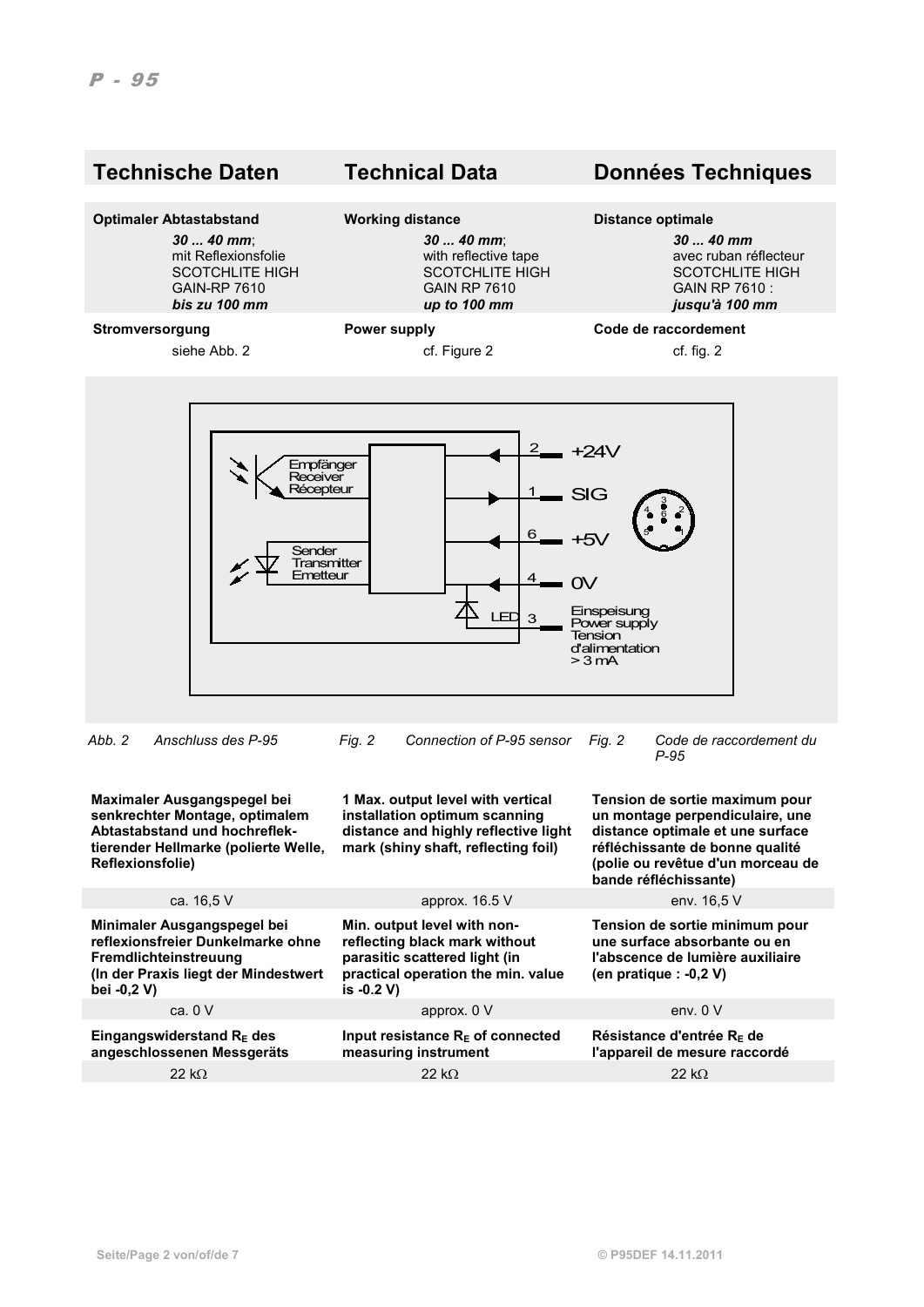| Technische Daten | Technical Data | Données Techniques |
|---|---|---|
| **Optimaler Abtastabstand** | **Working distance** | **Distance optimale** |
| ***30 ... 40 mm***; mit Reflexionsfolie SCOTCHLITE HIGH GAIN-RP 7610 ***bis zu 100 mm*** | ***30 ... 40 mm***; with reflective tape SCOTCHLITE HIGH GAIN RP 7610 ***up to 100 mm*** | ***30 ... 40 mm*** avec ruban réflecteur SCOTCHLITE HIGH GAIN RP 7610 : ***jusqu'à 100 mm*** |
| **Stromversorgung** | **Power supply** | **Code de raccordement** |
| siehe Abb. 2 | cf. Figure 2 | cf. fig. 2 |

Empfänger / Receiver / Récepteur

Sender / Transmitter / Emetteur

LED

2 — +24V
1 — SIG
6 — +5V
4 — 0V
3 — Einspeisung / Power supply / Tension d'alimentation > 3 mA

*Abb. 2 Anschluss des P-95*

*Fig. 2 Connection of P-95 sensor*

*Fig. 2 Code de raccordement du P-95*

| | | |
|---|---|---|
| **Maximaler Ausgangspegel bei senkrechter Montage, optimalem Abtastabstand und hochreflektierender Hellmarke (polierte Welle, Reflexionsfolie)** | **1 Max. output level with vertical installation optimum scanning distance and highly reflective light mark (shiny shaft, reflecting foil)** | **Tension de sortie maximum pour un montage perpendiculaire, une distance optimale et une surface réfléchissante de bonne qualité (polie ou revêtue d'un morceau de bande réfléchissante)** |
| ca. 16,5 V | approx. 16.5 V | env. 16,5 V |
| **Minimaler Ausgangspegel bei reflexionsfreier Dunkelmarke ohne Fremdlichteinstreuung (In der Praxis liegt der Mindestwert bei -0,2 V)** | **Min. output level with non-reflecting black mark without parasitic scattered light (in practical operation the min. value is -0.2 V)** | **Tension de sortie minimum pour une surface absorbante ou en l'abscence de lumière auxiliaire (en pratique : -0,2 V)** |
| ca. 0 V | approx. 0 V | env. 0 V |
| **Eingangswiderstand $R_E$ des angeschlossenen Messgeräts** | **Input resistance $R_E$ of connected measuring instrument** | **Résistance d'entrée $R_E$ de l'appareil de mesure raccordé** |
| 22 kΩ | 22 kΩ | 22 kΩ |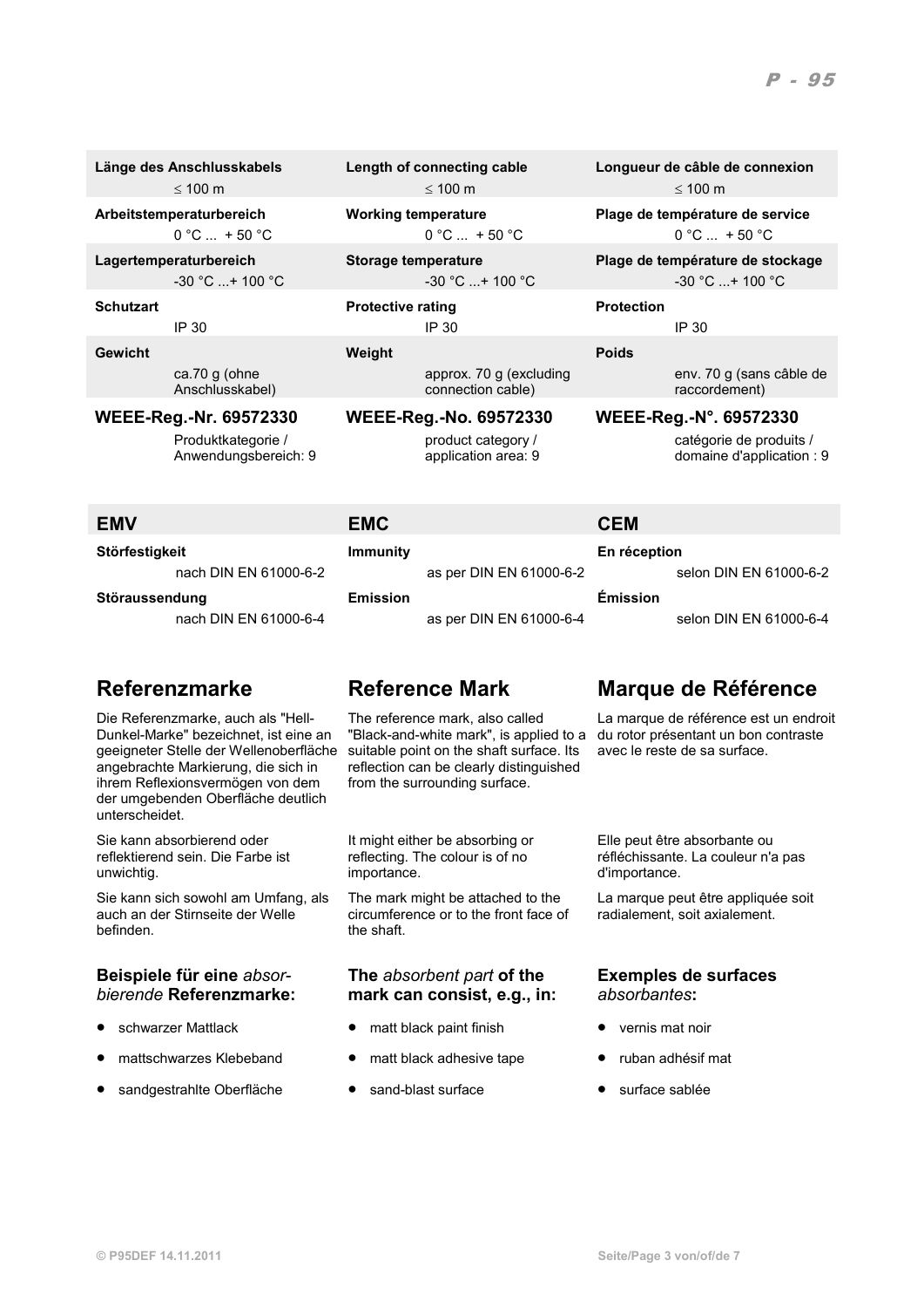| Deutsch | English | Français |
|---|---|---|
| **Länge des Anschlusskabels** ≤ 100 m | **Length of connecting cable** ≤ 100 m | **Longueur de câble de connexion** ≤ 100 m |
| **Arbeitstemperaturbereich** 0 °C ... + 50 °C | **Working temperature** 0 °C ... + 50 °C | **Plage de température de service** 0 °C ... + 50 °C |
| **Lagertemperaturbereich** -30 °C ...+ 100 °C | **Storage temperature** -30 °C ...+ 100 °C | **Plage de température de stockage** -30 °C ...+ 100 °C |
| **Schutzart** IP 30 | **Protective rating** IP 30 | **Protection** IP 30 |
| **Gewicht** ca.70 g (ohne Anschlusskabel) | **Weight** approx. 70 g (excluding connection cable) | **Poids** env. 70 g (sans câble de raccordement) |
| **WEEE-Reg.-Nr. 69572330** Produktkategorie / Anwendungsbereich: 9 | **WEEE-Reg.-No. 69572330** product category / application area: 9 | **WEEE-Reg.-N°. 69572330** catégorie de produits / domaine d'application : 9 |

| EMV | EMC | CEM |
|---|---|---|
| **Störfestigkeit** nach DIN EN 61000-6-2 | **Immunity** as per DIN EN 61000-6-2 | **En réception** selon DIN EN 61000-6-2 |
| **Störaussendung** nach DIN EN 61000-6-4 | **Emission** as per DIN EN 61000-6-4 | **Émission** selon DIN EN 61000-6-4 |

## Referenzmarke

Die Referenzmarke, auch als "Hell-Dunkel-Marke" bezeichnet, ist eine an geeigneter Stelle der Wellenoberfläche angebrachte Markierung, die sich in ihrem Reflexionsvermögen von dem der umgebenden Oberfläche deutlich unterscheidet.

Sie kann absorbierend oder reflektierend sein. Die Farbe ist unwichtig.

Sie kann sich sowohl am Umfang, als auch an der Stirnseite der Welle befinden.

### Beispiele für eine *absorbierende* Referenzmarke:

- schwarzer Mattlack
- mattschwarzes Klebeband
- sandgestrahlte Oberfläche

## Reference Mark

The reference mark, also called "Black-and-white mark", is applied to a suitable point on the shaft surface. Its reflection can be clearly distinguished from the surrounding surface.

It might either be absorbing or reflecting. The colour is of no importance.

The mark might be attached to the circumference or to the front face of the shaft.

### The *absorbent part* of the mark can consist, e.g., in:

- matt black paint finish
- matt black adhesive tape
- sand-blast surface

## Marque de Référence

La marque de référence est un endroit du rotor présentant un bon contraste avec le reste de sa surface.

Elle peut être absorbante ou réfléchissante. La couleur n'a pas d'importance.

La marque peut être appliquée soit radialement, soit axialement.

### Exemples de surfaces *absorbantes*:

- vernis mat noir
- ruban adhésif mat
- surface sablée

© P95DEF 14.11.2011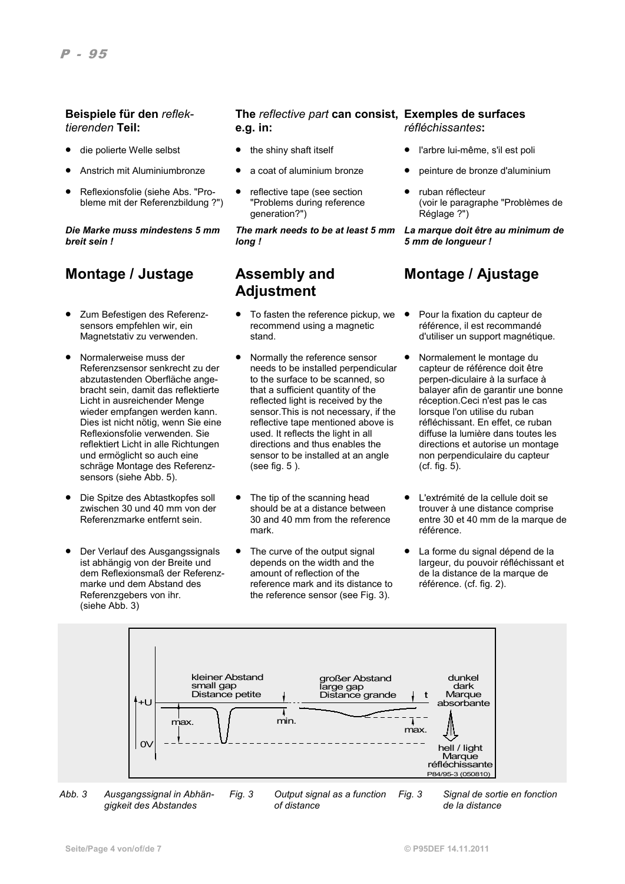**Beispiele für den** ***reflek-tierenden*** **Teil:**

- die polierte Welle selbst
- Anstrich mit Aluminiumbronze
- Reflexionsfolie (siehe Abs. "Probleme mit der Referenzbildung ?")

***Die Marke muss mindestens 5 mm breit sein !***

**The** ***reflective part*** **can consist, e.g. in:**

- the shiny shaft itself
- a coat of aluminium bronze
- reflective tape (see section "Problems during reference generation?")

***The mark needs to be at least 5 mm long !***

**Exemples de surfaces** ***réfléchissantes*****:**

- l'arbre lui-même, s'il est poli
- peinture de bronze d'aluminium
- ruban réflecteur (voir le paragraphe "Problèmes de Réglage ?")

***La marque doit être au minimum de 5 mm de longueur !***

## Montage / Justage

- Zum Befestigen des Referenzsensors empfehlen wir, ein Magnetstativ zu verwenden.
- Normalerweise muss der Referenzsensor senkrecht zu der abzutastenden Oberfläche angebracht sein, damit das reflektierte Licht in ausreichender Menge wieder empfangen werden kann. Dies ist nicht nötig, wenn Sie eine Reflexionsfolie verwenden. Sie reflektiert Licht in alle Richtungen und ermöglicht so auch eine schräge Montage des Referenzsensors (siehe Abb. 5).
- Die Spitze des Abtastkopfes soll zwischen 30 und 40 mm von der Referenzmarke entfernt sein.
- Der Verlauf des Ausgangssignals ist abhängig von der Breite und dem Reflexionsmaß der Referenzmarke und dem Abstand des Referenzgebers von ihr. (siehe Abb. 3)

## Assembly and Adjustment

- To fasten the reference pickup, we recommend using a magnetic stand.
- Normally the reference sensor needs to be installed perpendicular to the surface to be scanned, so that a sufficient quantity of the reflected light is received by the sensor.This is not necessary, if the reflective tape mentioned above is used. It reflects the light in all directions and thus enables the sensor to be installed at an angle (see fig. 5 ).
- The tip of the scanning head should be at a distance between 30 and 40 mm from the reference mark.
- The curve of the output signal depends on the width and the amount of reflection of the reference mark and its distance to the reference sensor (see Fig. 3).

## Montage / Ajustage

- Pour la fixation du capteur de référence, il est recommandé d'utiliser un support magnétique.
- Normalement le montage du capteur de référence doit être perpen-diculaire à la surface à balayer afin de garantir une bonne réception.Ceci n'est pas le cas lorsque l'on utilise du ruban réfléchissant. En effet, ce ruban diffuse la lumière dans toutes les directions et autorise un montage non perpendiculaire du capteur (cf. fig. 5).
- L'extrémité de la cellule doit se trouver à une distance comprise entre 30 et 40 mm de la marque de référence.
- La forme du signal dépend de la largeur, du pouvoir réfléchissant et de la distance de la marque de référence. (cf. fig. 2).

kleiner Abstand
small gap
Distance petite
großer Abstand
large gap
Distance grande
t
dunkel
dark
Marque
absorbante
+U
max.
min.
max.
0V
hell / light
Marque
réfléchissante
P84/95-3 (050810)

*Abb. 3 Ausgangssignal in Abhängigkeit des Abstandes*

*Fig. 3 Output signal as a function of distance*

*Fig. 3 Signal de sortie en fonction de la distance*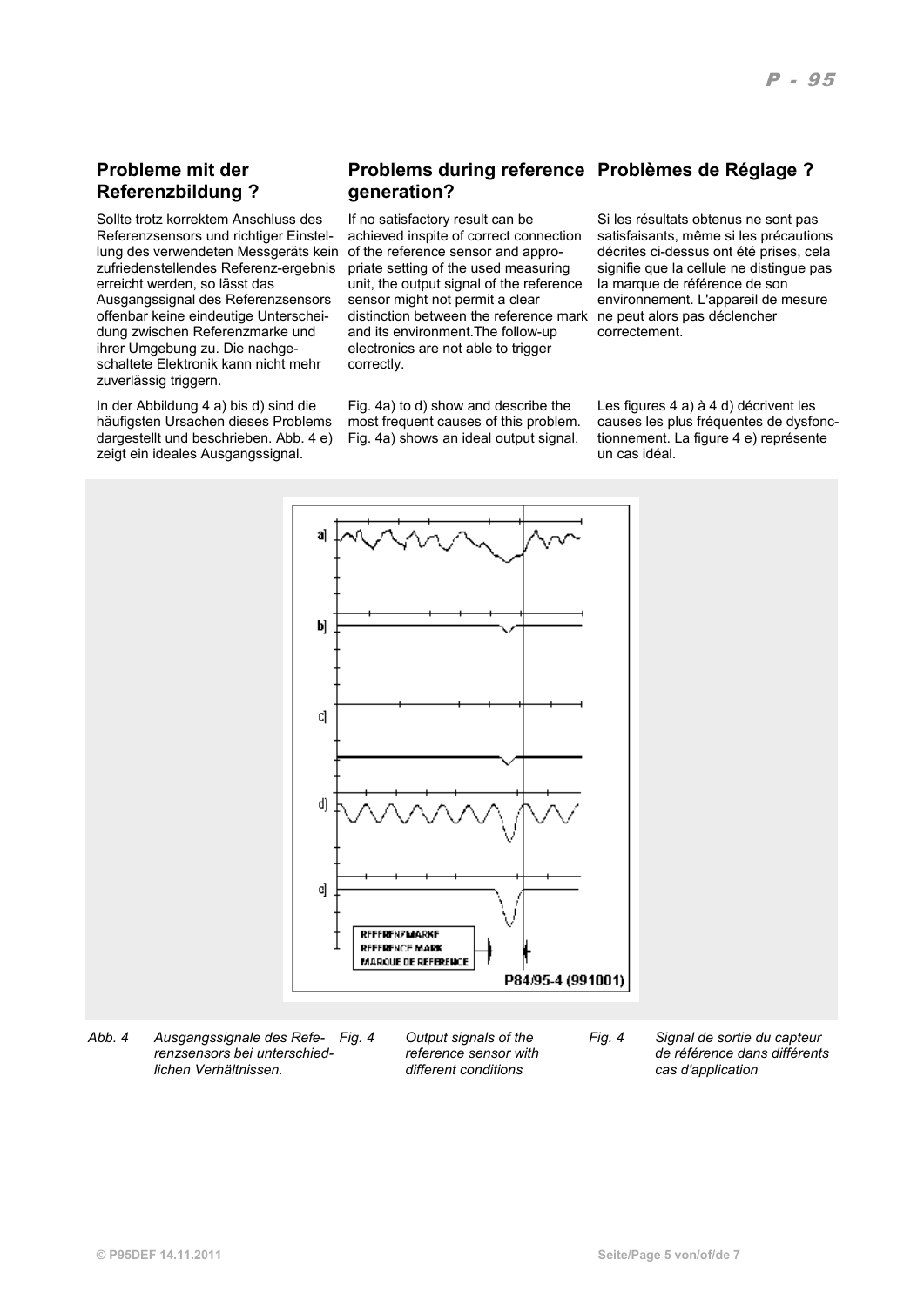## Probleme mit der Referenzbildung ?

Sollte trotz korrektem Anschluss des Referenzsensors und richtiger Einstellung des verwendeten Messgeräts kein zufriedenstellendes Referenz-ergebnis erreicht werden, so lässt das Ausgangssignal des Referenzsensors offenbar keine eindeutige Unterscheidung zwischen Referenzmarke und ihrer Umgebung zu. Die nachgeschaltete Elektronik kann nicht mehr zuverlässig triggern.

In der Abbildung 4 a) bis d) sind die häufigsten Ursachen dieses Problems dargestellt und beschrieben. Abb. 4 e) zeigt ein ideales Ausgangssignal.

## Problems during reference generation?

If no satisfactory result can be achieved inspite of correct connection of the reference sensor and appropriate setting of the used measuring unit, the output signal of the reference sensor might not permit a clear distinction between the reference mark and its environment.The follow-up electronics are not able to trigger correctly.

Fig. 4a) to d) show and describe the most frequent causes of this problem. Fig. 4a) shows an ideal output signal.

## Problèmes de Réglage ?

Si les résultats obtenus ne sont pas satisfaisants, même si les précautions décrites ci-dessus ont été prises, cela signifie que la cellule ne distingue pas la marque de référence de son environnement. L'appareil de mesure ne peut alors pas déclencher correctement.

Les figures 4 a) à 4 d) décrivent les causes les plus fréquentes de dysfonctionnement. La figure 4 e) représente un cas idéal.

a]
b]
c]
d]
e]
REFERENZMARKE
REFERENCE MARK
MARQUE DE REFERENCE
P84/95-4 (991001)

*Abb. 4 Ausgangssignale des Referenzsensors bei unterschiedlichen Verhältnissen.*

*Fig. 4 Output signals of the reference sensor with different conditions*

*Fig. 4 Signal de sortie du capteur de référence dans différents cas d'application*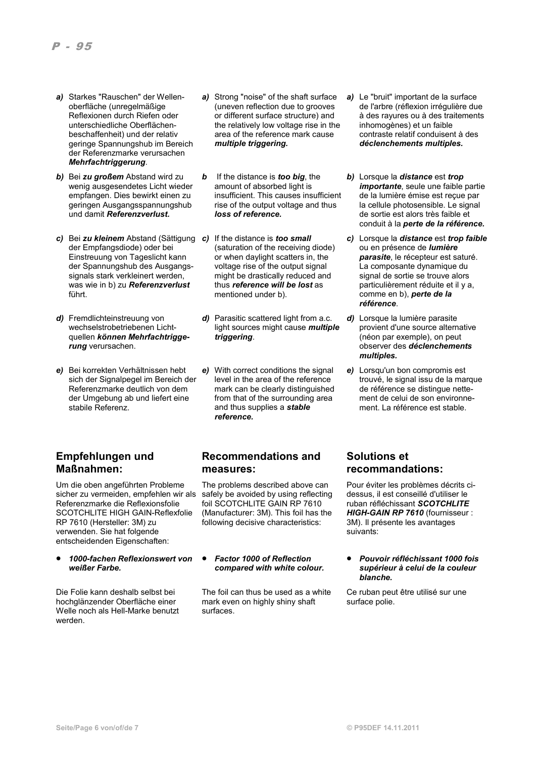- ***a)*** Starkes "Rauschen" der Wellenoberfläche (unregelmäßige Reflexionen durch Riefen oder unterschiedliche Oberflächenbeschaffenheit) und der relativ geringe Spannungshub im Bereich der Referenzmarke verursachen ***Mehrfachtriggerung***.
- ***b)*** Bei ***zu großem*** Abstand wird zu wenig ausgesendetes Licht wieder empfangen. Dies bewirkt einen zu geringen Ausgangsspannungshub und damit ***Referenzverlust.***
- ***c)*** Bei ***zu kleinem*** Abstand (Sättigung der Empfangsdiode) oder bei Einstreuung von Tageslicht kann der Spannungshub des Ausgangssignals stark verkleinert werden, was wie in b) zu ***Referenzverlust*** führt.
- ***d)*** Fremdlichteinstreuung von wechselstrobetriebenen Lichtquellen ***können Mehrfachtriggerung*** verursachen.
- ***e)*** Bei korrekten Verhältnissen hebt sich der Signalpegel im Bereich der Referenzmarke deutlich von dem der Umgebung ab und liefert eine stabile Referenz.

- ***a)*** Strong "noise" of the shaft surface (uneven reflection due to grooves or different surface structure) and the relatively low voltage rise in the area of the reference mark cause ***multiple triggering.***
- ***b*** If the distance is ***too big***, the amount of absorbed light is insufficient. This causes insufficient rise of the output voltage and thus ***loss of reference.***
- ***c)*** If the distance is ***too small*** (saturation of the receiving diode) or when daylight scatters in, the voltage rise of the output signal might be drastically reduced and thus ***reference will be lost*** as mentioned under b).
- ***d)*** Parasitic scattered light from a.c. light sources might cause ***multiple triggering***.
- ***e)*** With correct conditions the signal level in the area of the reference mark can be clearly distinguished from that of the surrounding area and thus supplies a ***stable reference.***

- ***a)*** Le "bruit" important de la surface de l'arbre (réflexion irrégulière due à des rayures ou à des traitements inhomogènes) et un faible contraste relatif conduisent à des ***déclenchements multiples.***
- ***b)*** Lorsque la ***distance*** est ***trop importante***, seule une faible partie de la lumière émise est reçue par la cellule photosensible. Le signal de sortie est alors très faible et conduit à la ***perte de la référence.***
- ***c)*** Lorsque la ***distance*** est ***trop faible*** ou en présence de ***lumière parasite***, le récepteur est saturé. La composante dynamique du signal de sortie se trouve alors particulièrement réduite et il y a, comme en b), ***perte de la référence***.
- ***d)*** Lorsque la lumière parasite provient d'une source alternative (néon par exemple), on peut observer des ***déclenchements multiples.***
- ***e)*** Lorsqu'un bon compromis est trouvé, le signal issu de la marque de référence se distingue nettement de celui de son environnement. La référence est stable.

## Empfehlungen und Maßnahmen:

Um die oben angeführten Probleme sicher zu vermeiden, empfehlen wir als Referenzmarke die Reflexionsfolie SCOTCHLITE HIGH GAIN-Reflexfolie RP 7610 (Hersteller: 3M) zu verwenden. Sie hat folgende entscheidenden Eigenschaften:

- ***1000-fachen Reflexionswert von weißer Farbe.***

Die Folie kann deshalb selbst bei hochglänzender Oberfläche einer Welle noch als Hell-Marke benutzt werden.

## Recommendations and measures:

The problems described above can safely be avoided by using reflecting foil SCOTCHLITE GAIN RP 7610 (Manufacturer: 3M). This foil has the following decisive characteristics:

- ***Factor 1000 of Reflection compared with white colour.***

The foil can thus be used as a white mark even on highly shiny shaft surfaces.

## Solutions et recommandations:

Pour éviter les problèmes décrits ci-dessus, il est conseillé d'utiliser le ruban réfléchissant ***SCOTCHLITE HIGH-GAIN RP 7610*** (fournisseur : 3M). Il présente les avantages suivants:

- ***Pouvoir réfléchissant 1000 fois supérieur à celui de la couleur blanche.***

Ce ruban peut être utilisé sur une surface polie.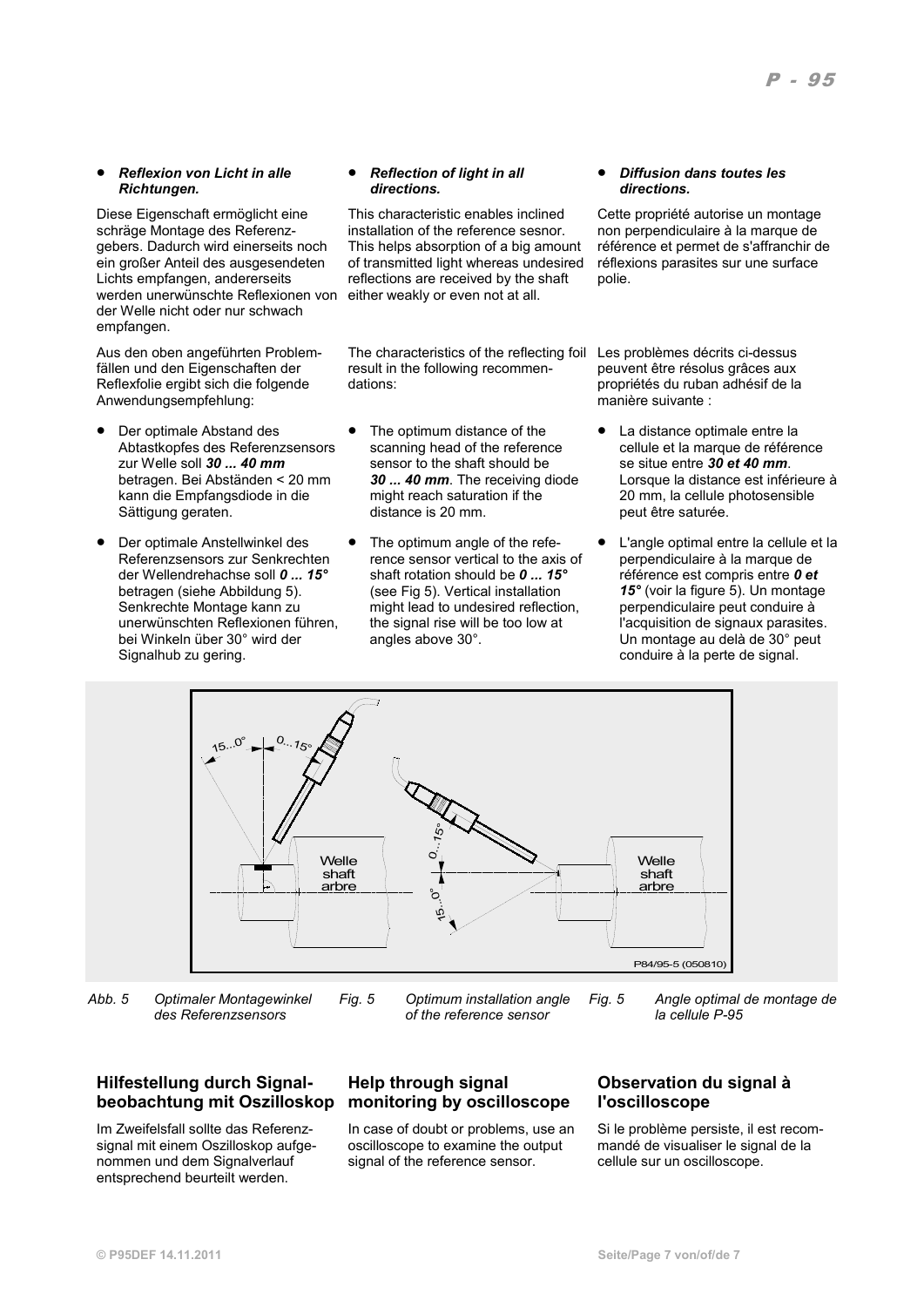- ***Reflexion von Licht in alle Richtungen.***

Diese Eigenschaft ermöglicht eine schräge Montage des Referenzgebers. Dadurch wird einerseits noch ein großer Anteil des ausgesendeten Lichts empfangen, andererseits werden unerwünschte Reflexionen von der Welle nicht oder nur schwach empfangen.

Aus den oben angeführten Problemfällen und den Eigenschaften der Reflexfolie ergibt sich die folgende Anwendungsempfehlung:

- Der optimale Abstand des Abtastkopfes des Referenzsensors zur Welle soll ***30 ... 40 mm*** betragen. Bei Abständen < 20 mm kann die Empfangsdiode in die Sättigung geraten.
- Der optimale Anstellwinkel des Referenzsensors zur Senkrechten der Wellendrehachse soll ***0 ... 15°*** betragen (siehe Abbildung 5). Senkrechte Montage kann zu unerwünschten Reflexionen führen, bei Winkeln über 30° wird der Signalhub zu gering.

- ***Reflection of light in all directions.***

This characteristic enables inclined installation of the reference sesnor. This helps absorption of a big amount of transmitted light whereas undesired reflections are received by the shaft either weakly or even not at all.

The characteristics of the reflecting foil result in the following recommendations:

- The optimum distance of the scanning head of the reference sensor to the shaft should be ***30 ... 40 mm***. The receiving diode might reach saturation if the distance is 20 mm.
- The optimum angle of the reference sensor vertical to the axis of shaft rotation should be ***0 ... 15°*** (see Fig 5). Vertical installation might lead to undesired reflection, the signal rise will be too low at angles above 30°.

- ***Diffusion dans toutes les directions.***

Cette propriété autorise un montage non perpendiculaire à la marque de référence et permet de s'affranchir de réflexions parasites sur une surface polie.

Les problèmes décrits ci-dessus peuvent être résolus grâces aux propriétés du ruban adhésif de la manière suivante :

- La distance optimale entre la cellule et la marque de référence se situe entre ***30 et 40 mm***. Lorsque la distance est inférieure à 20 mm, la cellule photosensible peut être saturée.
- L'angle optimal entre la cellule et la perpendiculaire à la marque de référence est compris entre ***0 et 15°*** (voir la figure 5). Un montage perpendiculaire peut conduire à l'acquisition de signaux parasites. Un montage au delà de 30° peut conduire à la perte de signal.

15...0°
0...15°
Welle
shaft
arbre
0...15°
15...0°
Welle
shaft
arbre
P84/95-5 (050810)

*Abb. 5 Optimaler Montagewinkel des Referenzsensors*

*Fig. 5 Optimum installation angle of the reference sensor*

*Fig. 5 Angle optimal de montage de la cellule P-95*

## Hilfestellung durch Signalbeobachtung mit Oszilloskop

Im Zweifelsfall sollte das Referenzsignal mit einem Oszilloskop aufgenommen und dem Signalverlauf entsprechend beurteilt werden.

## Help through signal monitoring by oscilloscope

In case of doubt or problems, use an oscilloscope to examine the output signal of the reference sensor.

## Observation du signal à l'oscilloscope

Si le problème persiste, il est recommandé de visualiser le signal de la cellule sur un oscilloscope.